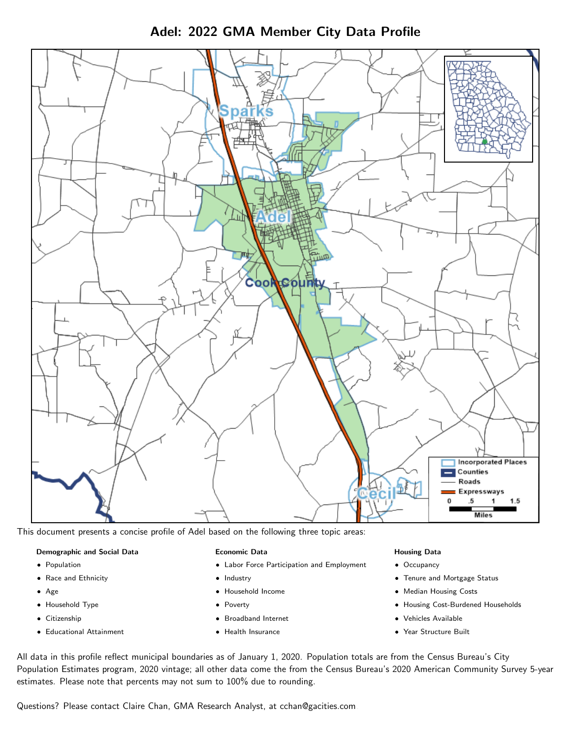# Adel: 2022 GMA Member City Data Profile

This document presents a concise profile of Adel based on the following three topic areas:

**Demographic and Social Data**

- Population
- Race and Ethnicity
- Age
- Household Type
- Citizenship
- Educational Attainment

**Economic Data**

- Labor Force Participation and Employment
- Industry
- Household Income
- Poverty
- Broadband Internet
- Health Insurance

**Housing Data**

- Occupancy
- Tenure and Mortgage Status
- Median Housing Costs
- Housing Cost-Burdened Households
- Vehicles Available
- Year Structure Built

All data in this profile reflect municipal boundaries as of January 1, 2020. Population totals are from the Census Bureau's City Population Estimates program, 2020 vintage; all other data come the from the Census Bureau's 2020 American Community Survey 5-year estimates. Please note that percents may not sum to 100% due to rounding.

Questions? Please contact Claire Chan, GMA Research Analyst, at cchan@gacities.com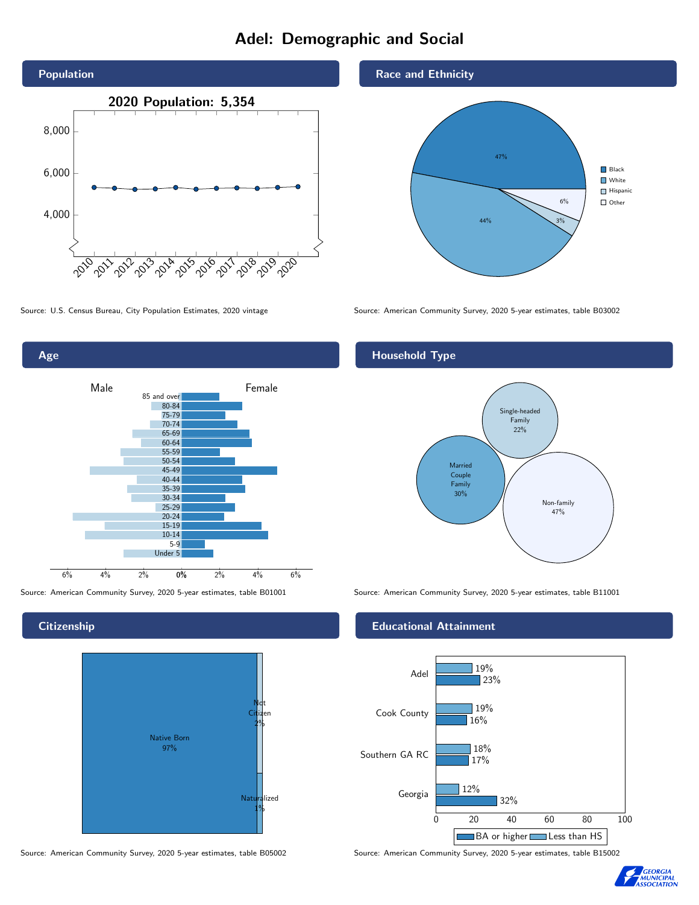# Adel: Demographic and Social

## Population

**2020 Population: 5,354**

8,000
6,000
4,000

2010 2011 2012 2013 2014 2015 2016 2017 2018 2019 2020

Source: U.S. Census Bureau, City Population Estimates, 2020 vintage

## Race and Ethnicity

| Group | Percent |
| --- | --- |
| Black | 47% |
| White | 44% |
| Hispanic | 3% |
| Other | 6% |

Source: American Community Survey, 2020 5-year estimates, table B03002

## Age

Male / Female

85 and over, 80-84, 75-79, 70-74, 65-69, 60-64, 55-59, 50-54, 45-49, 40-44, 35-39, 30-34, 25-29, 20-24, 15-19, 10-14, 5-9, Under 5

6% 4% 2% 0% 2% 4% 6%

Source: American Community Survey, 2020 5-year estimates, table B01001

## Household Type

| Type | Percent |
| --- | --- |
| Single-headed Family | 22% |
| Married Couple Family | 30% |
| Non-family | 47% |

Source: American Community Survey, 2020 5-year estimates, table B11001

## Citizenship

| Status | Percent |
| --- | --- |
| Native Born | 97% |
| Not Citizen | 2% |
| Naturalized | 1% |

Source: American Community Survey, 2020 5-year estimates, table B05002

## Educational Attainment

| | Less than HS | BA or higher |
| --- | --- | --- |
| Adel | 19% | 23% |
| Cook County | 19% | 16% |
| Southern GA RC | 18% | 17% |
| Georgia | 12% | 32% |

Source: American Community Survey, 2020 5-year estimates, table B15002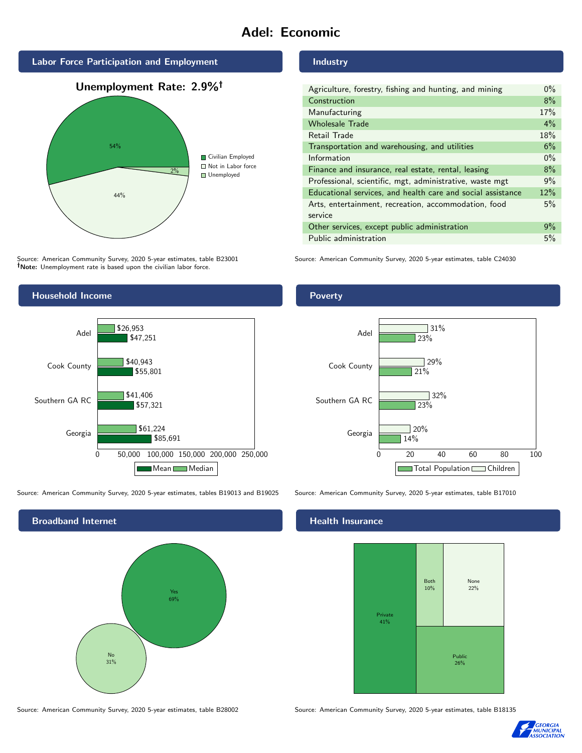# Adel: Economic

## Labor Force Participation and Employment

**Unemployment Rate: 2.9%†**

| Category | Percent |
| --- | --- |
| Civilian Employed | 54% |
| Not in Labor force | 44% |
| Unemployed | 2% |

Source: American Community Survey, 2020 5-year estimates, table B23001
**†Note:** Unemployment rate is based upon the civilian labor force.

## Industry

| Industry | Percent |
| --- | --- |
| Agriculture, forestry, fishing and hunting, and mining | 0% |
| Construction | 8% |
| Manufacturing | 17% |
| Wholesale Trade | 4% |
| Retail Trade | 18% |
| Transportation and warehousing, and utilities | 6% |
| Information | 0% |
| Finance and insurance, real estate, rental, leasing | 8% |
| Professional, scientific, mgt, administrative, waste mgt | 9% |
| Educational services, and health care and social assistance | 12% |
| Arts, entertainment, recreation, accommodation, food service | 5% |
| Other services, except public administration | 9% |
| Public administration | 5% |

Source: American Community Survey, 2020 5-year estimates, table C24030

## Household Income

| Area | Median | Mean |
| --- | --- | --- |
| Adel | $26,953 | $47,251 |
| Cook County | $40,943 | $55,801 |
| Southern GA RC | $41,406 | $57,321 |
| Georgia | $61,224 | $85,691 |

Source: American Community Survey, 2020 5-year estimates, tables B19013 and B19025

## Poverty

| Area | Children | Total Population |
| --- | --- | --- |
| Adel | 31% | 23% |
| Cook County | 29% | 21% |
| Southern GA RC | 32% | 23% |
| Georgia | 20% | 14% |

Source: American Community Survey, 2020 5-year estimates, table B17010

## Broadband Internet

| Response | Percent |
| --- | --- |
| Yes | 69% |
| No | 31% |

Source: American Community Survey, 2020 5-year estimates, table B28002

## Health Insurance

| Type | Percent |
| --- | --- |
| Private | 41% |
| Both | 10% |
| None | 22% |
| Public | 26% |

Source: American Community Survey, 2020 5-year estimates, table B18135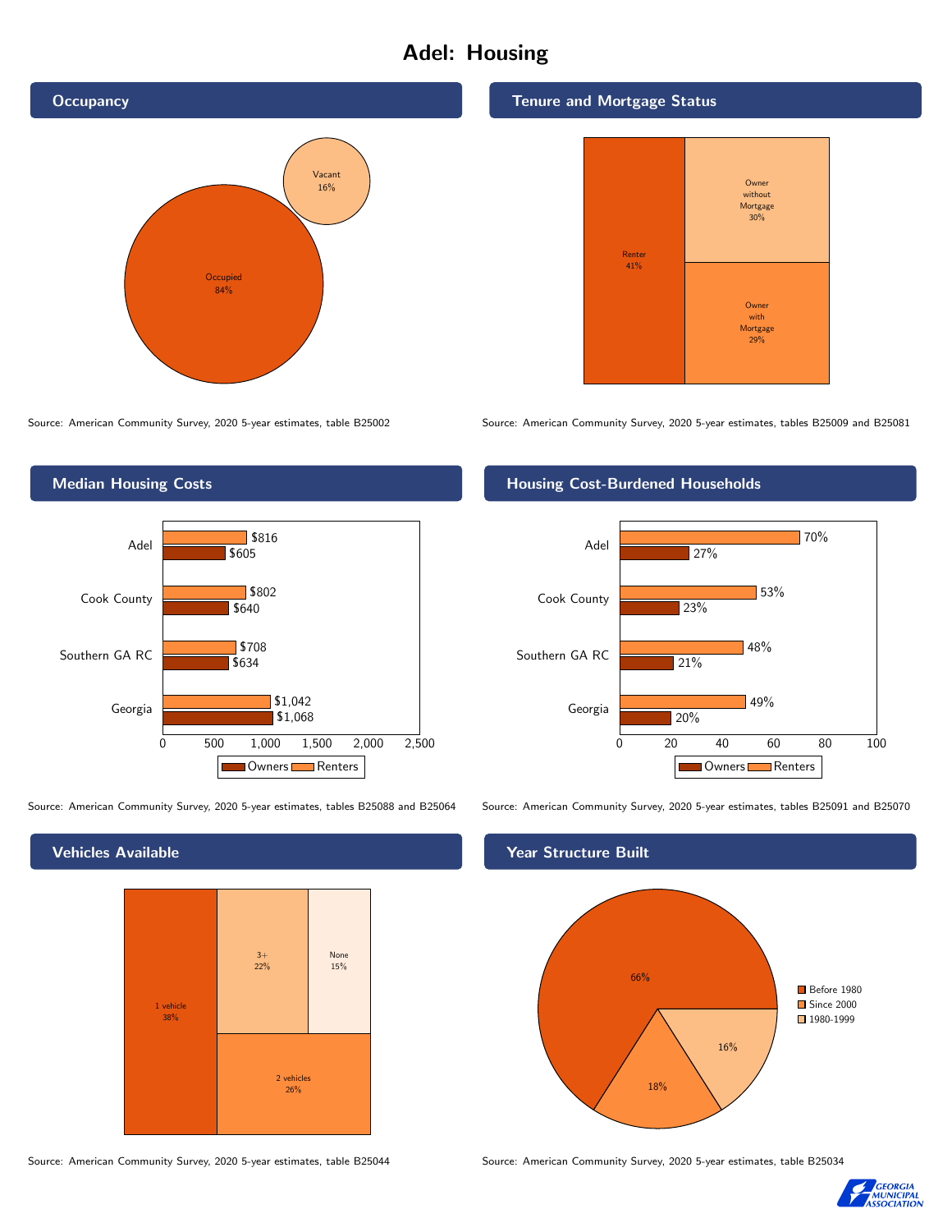# Adel: Housing

## Occupancy

Vacant
16%

Occupied
84%

Source: American Community Survey, 2020 5-year estimates, table B25002

## Tenure and Mortgage Status

Renter
41%

Owner
without
Mortgage
30%

Owner
with
Mortgage
29%

Source: American Community Survey, 2020 5-year estimates, tables B25009 and B25081

## Median Housing Costs

Adel
$816
$605

Cook County
$802
$640

Southern GA RC
$708
$634

Georgia
$1,042
$1,068

0
500
1,000
1,500
2,000
2,500

Owners
Renters

Source: American Community Survey, 2020 5-year estimates, tables B25088 and B25064

## Housing Cost-Burdened Households

Adel
70%
27%

Cook County
53%
23%

Southern GA RC
48%
21%

Georgia
49%
20%

0
20
40
60
80
100

Owners
Renters

Source: American Community Survey, 2020 5-year estimates, tables B25091 and B25070

## Vehicles Available

1 vehicle
38%

3+
22%

None
15%

2 vehicles
26%

Source: American Community Survey, 2020 5-year estimates, table B25044

## Year Structure Built

66%
18%
16%

Before 1980
Since 2000
1980-1999

Source: American Community Survey, 2020 5-year estimates, table B25034